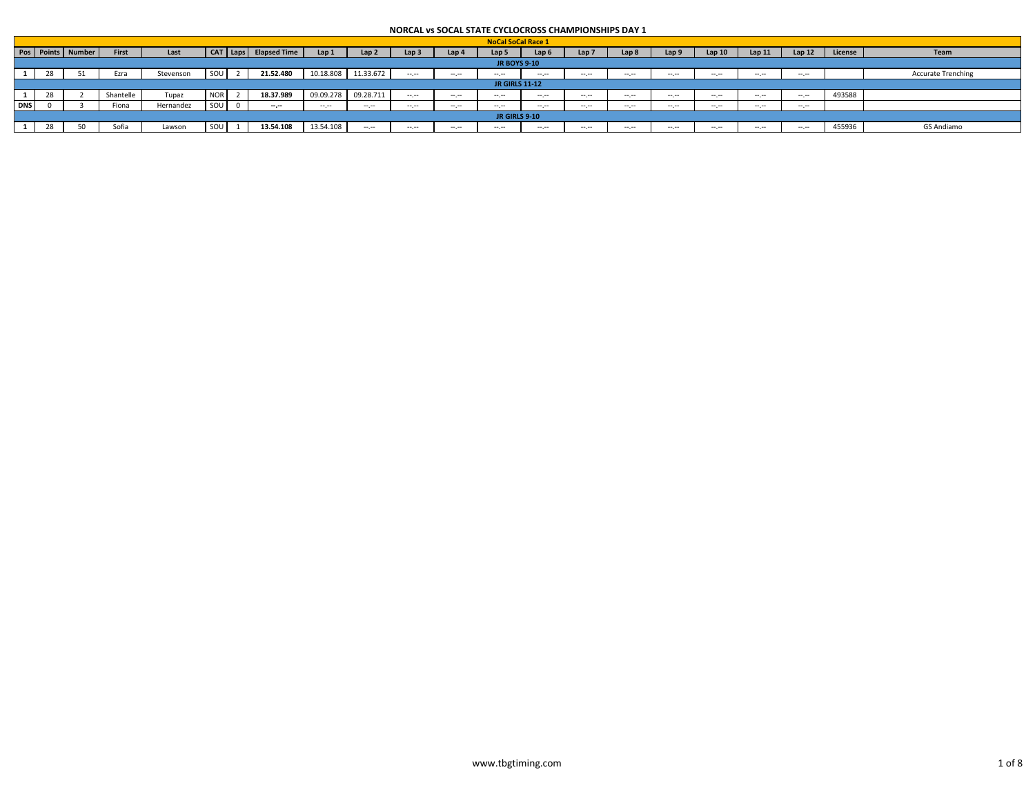# NORCAL vs SOCAL STATE CYCLOCROSS CHAMPIONSHIPS DAY 1

| NoCal SoCal Race 1 | | | | | | | | | | | | | | | | | | | | | | |
|---|---|---|---|---|---|---|---|---|---|---|---|---|---|---|---|---|---|---|---|---|---|---|
| Pos | Points | Number | First | Last | CAT | Laps | Elapsed Time | Lap 1 | Lap 2 | Lap 3 | Lap 4 | Lap 5 | Lap 6 | Lap 7 | Lap 8 | Lap 9 | Lap 10 | Lap 11 | Lap 12 | License | Team |
| **JR BOYS 9-10** | | | | | | | | | | | | | | | | | | | | | |
| **1** | 28 | 51 | Ezra | Stevenson | SOU | 2 | **21.52.480** | 10.18.808 | 11.33.672 | --.-- | --.-- | --.-- | --.-- | --.-- | --.-- | --.-- | --.-- | --.-- | --.-- | | Accurate Trenching |
| **JR GIRLS 11-12** | | | | | | | | | | | | | | | | | | | | | |
| **1** | 28 | 2 | Shantelle | Tupaz | NOR | 2 | **18.37.989** | 09.09.278 | 09.28.711 | --.-- | --.-- | --.-- | --.-- | --.-- | --.-- | --.-- | --.-- | --.-- | --.-- | 493588 | |
| **DNS** | 0 | 3 | Fiona | Hernandez | SOU | 0 | **--.--** | --.-- | --.-- | --.-- | --.-- | --.-- | --.-- | --.-- | --.-- | --.-- | --.-- | --.-- | --.-- | | |
| **JR GIRLS 9-10** | | | | | | | | | | | | | | | | | | | | | |
| **1** | 28 | 50 | Sofia | Lawson | SOU | 1 | **13.54.108** | 13.54.108 | --.-- | --.-- | --.-- | --.-- | --.-- | --.-- | --.-- | --.-- | --.-- | --.-- | --.-- | 455936 | GS Andiamo |

www.tbgtiming.com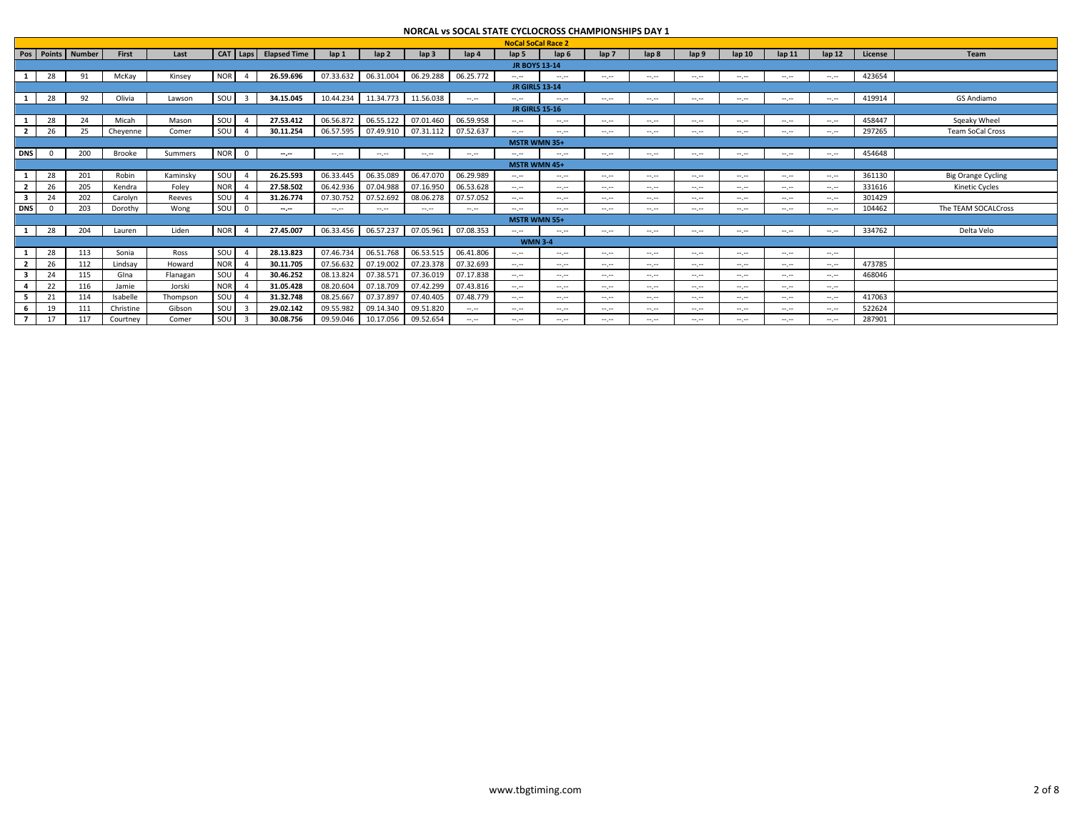# NORCAL vs SOCAL STATE CYCLOCROSS CHAMPIONSHIPS DAY 1

| Pos | Points | Number | First | Last | CAT | Laps | Elapsed Time | lap 1 | lap 2 | lap 3 | lap 4 | lap 5 | lap 6 | lap 7 | lap 8 | lap 9 | lap 10 | lap 11 | lap 12 | License | Team |
|---|---|---|---|---|---|---|---|---|---|---|---|---|---|---|---|---|---|---|---|---|---|
| | | | | | | | | | | | | **NoCal SoCal Race 2** | | | | | | | | | |
| | | | | | | | | | | | | **JR BOYS 13-14** | | | | | | | | | |
| 1 | 28 | 91 | McKay | Kinsey | NOR | 4 | 26.59.696 | 07.33.632 | 06.31.004 | 06.29.288 | 06.25.772 | --.-- | --.-- | --.-- | --.-- | --.-- | --.-- | --.-- | --.-- | 423654 | |
| | | | | | | | | | | | | **JR GIRLS 13-14** | | | | | | | | | |
| 1 | 28 | 92 | Olivia | Lawson | SOU | 3 | 34.15.045 | 10.44.234 | 11.34.773 | 11.56.038 | --.-- | --.-- | --.-- | --.-- | --.-- | --.-- | --.-- | --.-- | --.-- | 419914 | GS Andiamo |
| | | | | | | | | | | | | **JR GIRLS 15-16** | | | | | | | | | |
| 1 | 28 | 24 | Micah | Mason | SOU | 4 | 27.53.412 | 06.56.872 | 06.55.122 | 07.01.460 | 06.59.958 | --.-- | --.-- | --.-- | --.-- | --.-- | --.-- | --.-- | --.-- | 458447 | Sqeaky Wheel |
| 2 | 26 | 25 | Cheyenne | Comer | SOU | 4 | 30.11.254 | 06.57.595 | 07.49.910 | 07.31.112 | 07.52.637 | --.-- | --.-- | --.-- | --.-- | --.-- | --.-- | --.-- | --.-- | 297265 | Team SoCal Cross |
| | | | | | | | | | | | | **MSTR WMN 35+** | | | | | | | | | |
| DNS | 0 | 200 | Brooke | Summers | NOR | 0 | --.-- | --.-- | --.-- | --.-- | --.-- | --.-- | --.-- | --.-- | --.-- | --.-- | --.-- | --.-- | --.-- | 454648 | |
| | | | | | | | | | | | | **MSTR WMN 45+** | | | | | | | | | |
| 1 | 28 | 201 | Robin | Kaminsky | SOU | 4 | 26.25.593 | 06.33.445 | 06.35.089 | 06.47.070 | 06.29.989 | --.-- | --.-- | --.-- | --.-- | --.-- | --.-- | --.-- | --.-- | 361130 | Big Orange Cycling |
| 2 | 26 | 205 | Kendra | Foley | NOR | 4 | 27.58.502 | 06.42.936 | 07.04.988 | 07.16.950 | 06.53.628 | --.-- | --.-- | --.-- | --.-- | --.-- | --.-- | --.-- | --.-- | 331616 | Kinetic Cycles |
| 3 | 24 | 202 | Carolyn | Reeves | SOU | 4 | 31.26.774 | 07.30.752 | 07.52.692 | 08.06.278 | 07.57.052 | --.-- | --.-- | --.-- | --.-- | --.-- | --.-- | --.-- | --.-- | 301429 | |
| DNS | 0 | 203 | Dorothy | Wong | SOU | 0 | --.-- | --.-- | --.-- | --.-- | --.-- | --.-- | --.-- | --.-- | --.-- | --.-- | --.-- | --.-- | --.-- | 104462 | The TEAM SOCALCross |
| | | | | | | | | | | | | **MSTR WMN 55+** | | | | | | | | | |
| 1 | 28 | 204 | Lauren | Liden | NOR | 4 | 27.45.007 | 06.33.456 | 06.57.237 | 07.05.961 | 07.08.353 | --.-- | --.-- | --.-- | --.-- | --.-- | --.-- | --.-- | --.-- | 334762 | Delta Velo |
| | | | | | | | | | | | | **WMN 3-4** | | | | | | | | | |
| 1 | 28 | 113 | Sonia | Ross | SOU | 4 | 28.13.823 | 07.46.734 | 06.51.768 | 06.53.515 | 06.41.806 | --.-- | --.-- | --.-- | --.-- | --.-- | --.-- | --.-- | --.-- | | |
| 2 | 26 | 112 | Lindsay | Howard | NOR | 4 | 30.11.705 | 07.56.632 | 07.19.002 | 07.23.378 | 07.32.693 | --.-- | --.-- | --.-- | --.-- | --.-- | --.-- | --.-- | --.-- | 473785 | |
| 3 | 24 | 115 | GIna | Flanagan | SOU | 4 | 30.46.252 | 08.13.824 | 07.38.571 | 07.36.019 | 07.17.838 | --.-- | --.-- | --.-- | --.-- | --.-- | --.-- | --.-- | --.-- | 468046 | |
| 4 | 22 | 116 | Jamie | Jorski | NOR | 4 | 31.05.428 | 08.20.604 | 07.18.709 | 07.42.299 | 07.43.816 | --.-- | --.-- | --.-- | --.-- | --.-- | --.-- | --.-- | --.-- | | |
| 5 | 21 | 114 | Isabelle | Thompson | SOU | 4 | 31.32.748 | 08.25.667 | 07.37.897 | 07.40.405 | 07.48.779 | --.-- | --.-- | --.-- | --.-- | --.-- | --.-- | --.-- | --.-- | 417063 | |
| 6 | 19 | 111 | Christine | Gibson | SOU | 3 | 29.02.142 | 09.55.982 | 09.14.340 | 09.51.820 | --.-- | --.-- | --.-- | --.-- | --.-- | --.-- | --.-- | --.-- | --.-- | 522624 | |
| 7 | 17 | 117 | Courtney | Comer | SOU | 3 | 30.08.756 | 09.59.046 | 10.17.056 | 09.52.654 | --.-- | --.-- | --.-- | --.-- | --.-- | --.-- | --.-- | --.-- | --.-- | 287901 | |

www.tbgtiming.com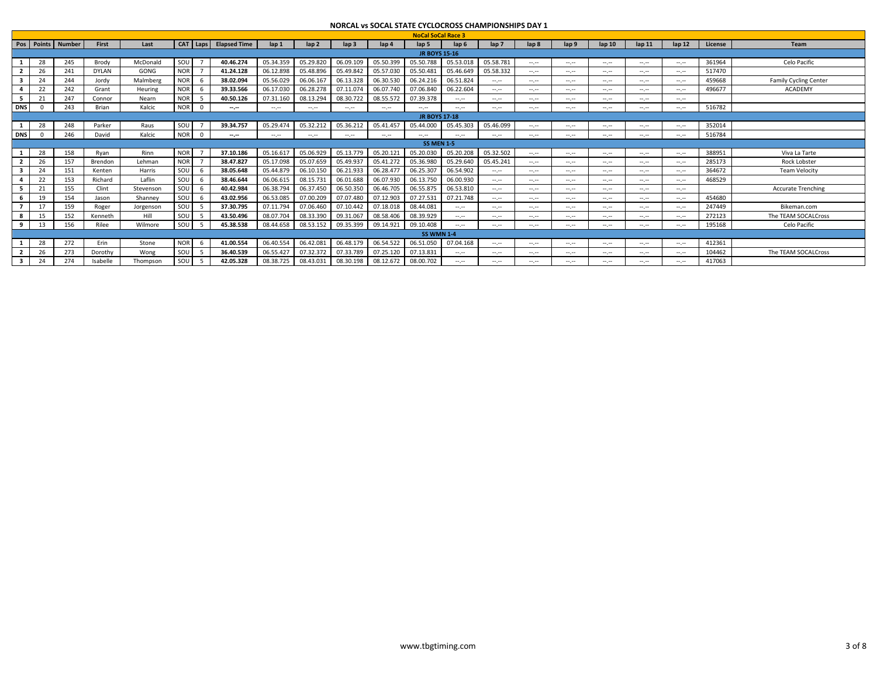# NORCAL vs SOCAL STATE CYCLOCROSS CHAMPIONSHIPS DAY 1

## NoCal SoCal Race 3

| Pos | Points | Number | First | Last | CAT | Laps | Elapsed Time | lap 1 | lap 2 | lap 3 | lap 4 | lap 5 | lap 6 | lap 7 | lap 8 | lap 9 | lap 10 | lap 11 | lap 12 | License | Team |
|---|---|---|---|---|---|---|---|---|---|---|---|---|---|---|---|---|---|---|---|---|---|
| | | | | | | | | | | **JR BOYS 15-16** | | | | | | | | | | | |
| 1 | 28 | 245 | Brody | McDonald | SOU | 7 | 40.46.274 | 05.34.359 | 05.29.820 | 06.09.109 | 05.50.399 | 05.50.788 | 05.53.018 | 05.58.781 | --.-- | --.-- | --.-- | --.-- | --.-- | 361964 | Celo Pacific |
| 2 | 26 | 241 | DYLAN | GONG | NOR | 7 | 41.24.128 | 06.12.898 | 05.48.896 | 05.49.842 | 05.57.030 | 05.50.481 | 05.46.649 | 05.58.332 | --.-- | --.-- | --.-- | --.-- | --.-- | 517470 | |
| 3 | 24 | 244 | Jordy | Malmberg | NOR | 6 | 38.02.094 | 05.56.029 | 06.06.167 | 06.13.328 | 06.30.530 | 06.24.216 | 06.51.824 | --.-- | --.-- | --.-- | --.-- | --.-- | --.-- | 459668 | Family Cycling Center |
| 4 | 22 | 242 | Grant | Heuring | NOR | 6 | 39.33.566 | 06.17.030 | 06.28.278 | 07.11.074 | 06.07.740 | 07.06.840 | 06.22.604 | --.-- | --.-- | --.-- | --.-- | --.-- | --.-- | 496677 | ACADEMY |
| 5 | 21 | 247 | Connor | Nearn | NOR | 5 | 40.50.126 | 07.31.160 | 08.13.294 | 08.30.722 | 08.55.572 | 07.39.378 | --.-- | --.-- | --.-- | --.-- | --.-- | --.-- | --.-- | | |
| DNS | 0 | 243 | Brian | Kalcic | NOR | 0 | --.-- | --.-- | --.-- | --.-- | --.-- | --.-- | --.-- | --.-- | --.-- | --.-- | --.-- | --.-- | --.-- | 516782 | |
| | | | | | | | | | | **JR BOYS 17-18** | | | | | | | | | | | |
| 1 | 28 | 248 | Parker | Raus | SOU | 7 | 39.34.757 | 05.29.474 | 05.32.212 | 05.36.212 | 05.41.457 | 05.44.000 | 05.45.303 | 05.46.099 | --.-- | --.-- | --.-- | --.-- | --.-- | 352014 | |
| DNS | 0 | 246 | David | Kalcic | NOR | 0 | --.-- | --.-- | --.-- | --.-- | --.-- | --.-- | --.-- | --.-- | --.-- | --.-- | --.-- | --.-- | --.-- | 516784 | |
| | | | | | | | | | | **SS MEN 1-5** | | | | | | | | | | | |
| 1 | 28 | 158 | Ryan | Rinn | NOR | 7 | 37.10.186 | 05.16.617 | 05.06.929 | 05.13.779 | 05.20.121 | 05.20.030 | 05.20.208 | 05.32.502 | --.-- | --.-- | --.-- | --.-- | --.-- | 388951 | Viva La Tarte |
| 2 | 26 | 157 | Brendon | Lehman | NOR | 7 | 38.47.827 | 05.17.098 | 05.07.659 | 05.49.937 | 05.41.272 | 05.36.980 | 05.29.640 | 05.45.241 | --.-- | --.-- | --.-- | --.-- | --.-- | 285173 | Rock Lobster |
| 3 | 24 | 151 | Kenten | Harris | SOU | 6 | 38.05.648 | 05.44.879 | 06.10.150 | 06.21.933 | 06.28.477 | 06.25.307 | 06.54.902 | --.-- | --.-- | --.-- | --.-- | --.-- | --.-- | 364672 | Team Velocity |
| 4 | 22 | 153 | Richard | Laflin | SOU | 6 | 38.46.644 | 06.06.615 | 08.15.731 | 06.01.688 | 06.07.930 | 06.13.750 | 06.00.930 | --.-- | --.-- | --.-- | --.-- | --.-- | --.-- | 468529 | |
| 5 | 21 | 155 | Clint | Stevenson | SOU | 6 | 40.42.984 | 06.38.794 | 06.37.450 | 06.50.350 | 06.46.705 | 06.55.875 | 06.53.810 | --.-- | --.-- | --.-- | --.-- | --.-- | --.-- | | Accurate Trenching |
| 6 | 19 | 154 | Jason | Shanney | SOU | 6 | 43.02.956 | 06.53.085 | 07.00.209 | 07.07.480 | 07.12.903 | 07.27.531 | 07.21.748 | --.-- | --.-- | --.-- | --.-- | --.-- | --.-- | 454680 | |
| 7 | 17 | 159 | Roger | Jorgenson | SOU | 5 | 37.30.795 | 07.11.794 | 07.06.460 | 07.10.442 | 07.18.018 | 08.44.081 | --.-- | --.-- | --.-- | --.-- | --.-- | --.-- | --.-- | 247449 | Bikeman.com |
| 8 | 15 | 152 | Kenneth | Hill | SOU | 5 | 43.50.496 | 08.07.704 | 08.33.390 | 09.31.067 | 08.58.406 | 08.39.929 | --.-- | --.-- | --.-- | --.-- | --.-- | --.-- | --.-- | 272123 | The TEAM SOCALCross |
| 9 | 13 | 156 | Rilee | Wilmore | SOU | 5 | 45.38.538 | 08.44.658 | 08.53.152 | 09.35.399 | 09.14.921 | 09.10.408 | --.-- | --.-- | --.-- | --.-- | --.-- | --.-- | --.-- | 195168 | Celo Pacific |
| | | | | | | | | | | **SS WMN 1-4** | | | | | | | | | | | |
| 1 | 28 | 272 | Erin | Stone | NOR | 6 | 41.00.554 | 06.40.554 | 06.42.081 | 06.48.179 | 06.54.522 | 06.51.050 | 07.04.168 | --.-- | --.-- | --.-- | --.-- | --.-- | --.-- | 412361 | |
| 2 | 26 | 273 | Dorothy | Wong | SOU | 5 | 36.40.539 | 06.55.427 | 07.32.372 | 07.33.789 | 07.25.120 | 07.13.831 | --.-- | --.-- | --.-- | --.-- | --.-- | --.-- | --.-- | 104462 | The TEAM SOCALCross |
| 3 | 24 | 274 | Isabelle | Thompson | SOU | 5 | 42.05.328 | 08.38.725 | 08.43.031 | 08.30.198 | 08.12.672 | 08.00.702 | --.-- | --.-- | --.-- | --.-- | --.-- | --.-- | --.-- | 417063 | |

www.tbgtiming.com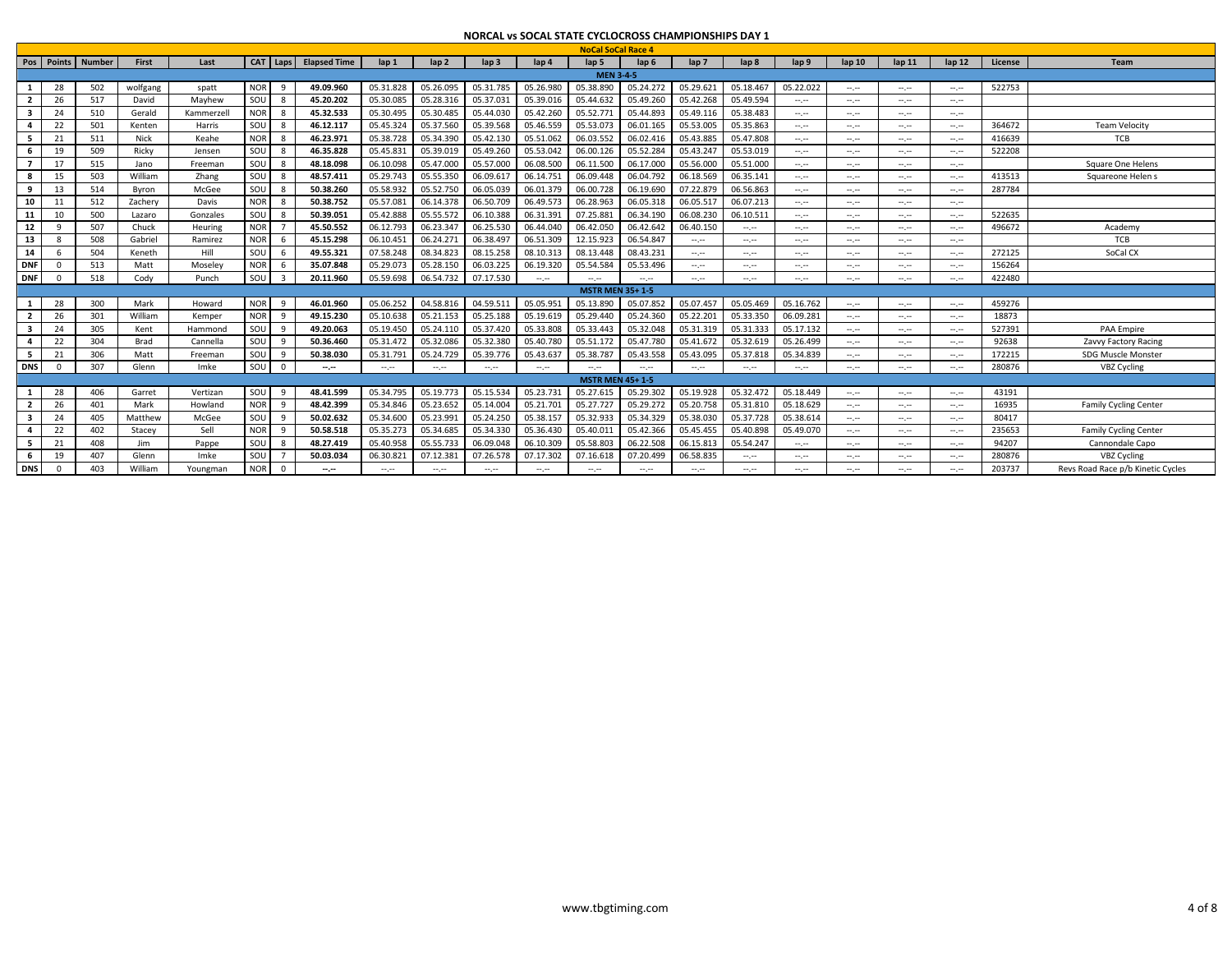# NORCAL vs SOCAL STATE CYCLOCROSS CHAMPIONSHIPS DAY 1

## NoCal SoCal Race 4

| Pos | Points | Number | First | Last | CAT | Laps | Elapsed Time | lap 1 | lap 2 | lap 3 | lap 4 | lap 5 | lap 6 | lap 7 | lap 8 | lap 9 | lap 10 | lap 11 | lap 12 | License | Team |
|---|---|---|---|---|---|---|---|---|---|---|---|---|---|---|---|---|---|---|---|---|---|
| **MEN 3-4-5** | | | | | | | | | | | | | | | | | | | | | |
| 1 | 28 | 502 | wolfgang | spatt | NOR | 9 | 49.09.960 | 05.31.828 | 05.26.095 | 05.31.785 | 05.26.980 | 05.38.890 | 05.24.272 | 05.29.621 | 05.18.467 | 05.22.022 | --.-- | --.-- | --.-- | 522753 | |
| 2 | 26 | 517 | David | Mayhew | SOU | 8 | 45.20.202 | 05.30.085 | 05.28.316 | 05.37.031 | 05.39.016 | 05.44.632 | 05.49.260 | 05.42.268 | 05.49.594 | --.-- | --.-- | --.-- | --.-- | | |
| 3 | 24 | 510 | Gerald | Kammerzell | NOR | 8 | 45.32.533 | 05.30.495 | 05.30.485 | 05.44.030 | 05.42.260 | 05.52.771 | 05.44.893 | 05.49.116 | 05.38.483 | --.-- | --.-- | --.-- | --.-- | | |
| 4 | 22 | 501 | Kenten | Harris | SOU | 8 | 46.12.117 | 05.45.324 | 05.37.560 | 05.39.568 | 05.46.559 | 05.53.073 | 06.01.165 | 05.53.005 | 05.35.863 | --.-- | --.-- | --.-- | --.-- | 364672 | Team Velocity |
| 5 | 21 | 511 | Nick | Keahe | NOR | 8 | 46.23.971 | 05.38.728 | 05.34.390 | 05.42.130 | 05.51.062 | 06.03.552 | 06.02.416 | 05.43.885 | 05.47.808 | --.-- | --.-- | --.-- | --.-- | 416639 | TCB |
| 6 | 19 | 509 | Ricky | Jensen | SOU | 8 | 46.35.828 | 05.45.831 | 05.39.019 | 05.49.260 | 05.53.042 | 06.00.126 | 05.52.284 | 05.43.247 | 05.53.019 | --.-- | --.-- | --.-- | --.-- | 522208 | |
| 7 | 17 | 515 | Jano | Freeman | SOU | 8 | 48.18.098 | 06.10.098 | 05.47.000 | 05.57.000 | 06.08.500 | 06.11.500 | 06.17.000 | 05.56.000 | 05.51.000 | --.-- | --.-- | --.-- | --.-- | | Square One Helens |
| 8 | 15 | 503 | William | Zhang | SOU | 8 | 48.57.411 | 05.29.743 | 05.55.350 | 06.09.617 | 06.14.751 | 06.09.448 | 06.04.792 | 06.18.569 | 06.35.141 | --.-- | --.-- | --.-- | --.-- | 413513 | Squareone Helen s |
| 9 | 13 | 514 | Byron | McGee | SOU | 8 | 50.38.260 | 05.58.932 | 05.52.750 | 06.05.039 | 06.01.379 | 06.00.728 | 06.19.690 | 07.22.879 | 06.56.863 | --.-- | --.-- | --.-- | --.-- | 287784 | |
| 10 | 11 | 512 | Zachery | Davis | NOR | 8 | 50.38.752 | 05.57.081 | 06.14.378 | 06.50.709 | 06.49.573 | 06.28.963 | 06.05.318 | 06.05.517 | 06.07.213 | --.-- | --.-- | --.-- | --.-- | | |
| 11 | 10 | 500 | Lazaro | Gonzales | SOU | 8 | 50.39.051 | 05.42.888 | 05.55.572 | 06.10.388 | 06.31.391 | 07.25.881 | 06.34.190 | 06.08.230 | 06.10.511 | --.-- | --.-- | --.-- | --.-- | 522635 | |
| 12 | 9 | 507 | Chuck | Heuring | NOR | 7 | 45.50.552 | 06.12.793 | 06.23.347 | 06.25.530 | 06.44.040 | 06.42.050 | 06.42.642 | 06.40.150 | --.-- | --.-- | --.-- | --.-- | --.-- | 496672 | Academy |
| 13 | 8 | 508 | Gabriel | Ramirez | NOR | 6 | 45.15.298 | 06.10.451 | 06.24.271 | 06.38.497 | 06.51.309 | 12.15.923 | 06.54.847 | --.-- | --.-- | --.-- | --.-- | --.-- | --.-- | | TCB |
| 14 | 6 | 504 | Keneth | Hill | SOU | 6 | 49.55.321 | 07.58.248 | 08.34.823 | 08.15.258 | 08.10.313 | 08.13.448 | 08.43.231 | --.-- | --.-- | --.-- | --.-- | --.-- | --.-- | 272125 | SoCal CX |
| DNF | 0 | 513 | Matt | Moseley | NOR | 6 | 35.07.848 | 05.29.073 | 05.28.150 | 06.03.225 | 06.19.320 | 05.54.584 | 05.53.496 | --.-- | --.-- | --.-- | --.-- | --.-- | --.-- | 156264 | |
| DNF | 0 | 518 | Cody | Punch | SOU | 3 | 20.11.960 | 05.59.698 | 06.54.732 | 07.17.530 | --.-- | --.-- | --.-- | --.-- | --.-- | --.-- | --.-- | --.-- | --.-- | 422480 | |
| **MSTR MEN 35+ 1-5** | | | | | | | | | | | | | | | | | | | | | |
| 1 | 28 | 300 | Mark | Howard | NOR | 9 | 46.01.960 | 05.06.252 | 04.58.816 | 04.59.511 | 05.05.951 | 05.13.890 | 05.07.852 | 05.07.457 | 05.05.469 | 05.16.762 | --.-- | --.-- | --.-- | 459276 | |
| 2 | 26 | 301 | William | Kemper | NOR | 9 | 49.15.230 | 05.10.638 | 05.21.153 | 05.25.188 | 05.19.619 | 05.29.440 | 05.24.360 | 05.22.201 | 05.33.350 | 06.09.281 | --.-- | --.-- | --.-- | 18873 | |
| 3 | 24 | 305 | Kent | Hammond | SOU | 9 | 49.20.063 | 05.19.450 | 05.24.110 | 05.37.420 | 05.33.808 | 05.33.443 | 05.32.048 | 05.31.319 | 05.31.333 | 05.17.132 | --.-- | --.-- | --.-- | 527391 | PAA Empire |
| 4 | 22 | 304 | Brad | Cannella | SOU | 9 | 50.36.460 | 05.31.472 | 05.32.086 | 05.32.380 | 05.40.780 | 05.51.172 | 05.47.780 | 05.41.672 | 05.32.619 | 05.26.499 | --.-- | --.-- | --.-- | 92638 | Zavvy Factory Racing |
| 5 | 21 | 306 | Matt | Freeman | SOU | 9 | 50.38.030 | 05.31.791 | 05.24.729 | 05.39.776 | 05.43.637 | 05.38.787 | 05.43.558 | 05.43.095 | 05.37.818 | 05.34.839 | --.-- | --.-- | --.-- | 172215 | SDG Muscle Monster |
| DNS | 0 | 307 | Glenn | Imke | SOU | 0 | --.-- | --.-- | --.-- | --.-- | --.-- | --.-- | --.-- | --.-- | --.-- | --.-- | --.-- | --.-- | --.-- | 280876 | VBZ Cycling |
| **MSTR MEN 45+ 1-5** | | | | | | | | | | | | | | | | | | | | | |
| 1 | 28 | 406 | Garret | Vertizan | SOU | 9 | 48.41.599 | 05.34.795 | 05.19.773 | 05.15.534 | 05.23.731 | 05.27.615 | 05.29.302 | 05.19.928 | 05.32.472 | 05.18.449 | --.-- | --.-- | --.-- | 43191 | |
| 2 | 26 | 401 | Mark | Howland | NOR | 9 | 48.42.399 | 05.34.846 | 05.23.652 | 05.14.004 | 05.21.701 | 05.27.727 | 05.29.272 | 05.20.758 | 05.31.810 | 05.18.629 | --.-- | --.-- | --.-- | 16935 | Family Cycling Center |
| 3 | 24 | 405 | Matthew | McGee | SOU | 9 | 50.02.632 | 05.34.600 | 05.23.991 | 05.24.250 | 05.38.157 | 05.32.933 | 05.34.329 | 05.38.030 | 05.37.728 | 05.38.614 | --.-- | --.-- | --.-- | 80417 | |
| 4 | 22 | 402 | Stacey | Sell | NOR | 9 | 50.58.518 | 05.35.273 | 05.34.685 | 05.34.330 | 05.36.430 | 05.40.011 | 05.42.366 | 05.45.455 | 05.40.898 | 05.49.070 | --.-- | --.-- | --.-- | 235653 | Family Cycling Center |
| 5 | 21 | 408 | Jim | Pappe | SOU | 8 | 48.27.419 | 05.40.958 | 05.55.733 | 06.09.048 | 06.10.309 | 05.58.803 | 06.22.508 | 06.15.813 | 05.54.247 | --.-- | --.-- | --.-- | --.-- | 94207 | Cannondale Capo |
| 6 | 19 | 407 | Glenn | Imke | SOU | 7 | 50.03.034 | 06.30.821 | 07.12.381 | 07.26.578 | 07.17.302 | 07.16.618 | 07.20.499 | 06.58.835 | --.-- | --.-- | --.-- | --.-- | --.-- | 280876 | VBZ Cycling |
| DNS | 0 | 403 | William | Youngman | NOR | 0 | --.-- | --.-- | --.-- | --.-- | --.-- | --.-- | --.-- | --.-- | --.-- | --.-- | --.-- | --.-- | --.-- | 203737 | Revs Road Race p/b Kinetic Cycles |

www.tbgtiming.com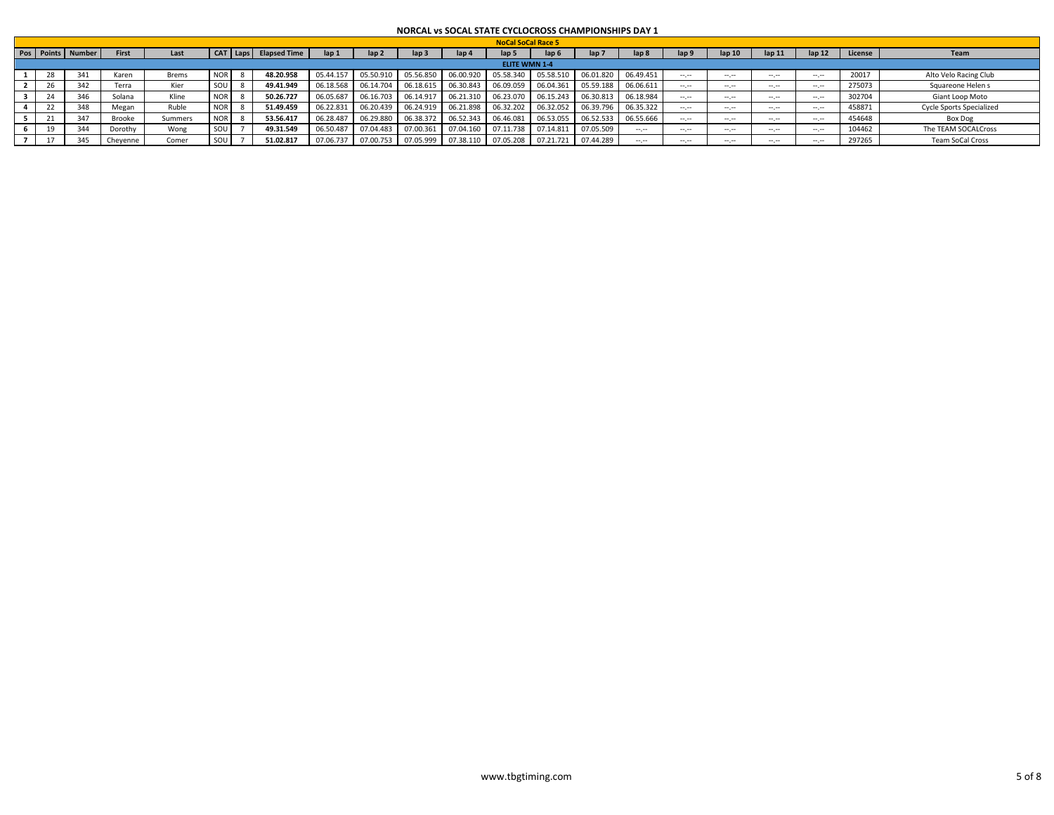# NORCAL vs SOCAL STATE CYCLOCROSS CHAMPIONSHIPS DAY 1

## NoCal SoCal Race 5

### ELITE WMN 1-4

| Pos | Points | Number | First | Last | CAT | Laps | Elapsed Time | lap 1 | lap 2 | lap 3 | lap 4 | lap 5 | lap 6 | lap 7 | lap 8 | lap 9 | lap 10 | lap 11 | lap 12 | License | Team |
|---|---|---|---|---|---|---|---|---|---|---|---|---|---|---|---|---|---|---|---|---|---|
| 1 | 28 | 341 | Karen | Brems | NOR | 8 | **48.20.958** | 05.44.157 | 05.50.910 | 05.56.850 | 06.00.920 | 05.58.340 | 05.58.510 | 06.01.820 | 06.49.451 | --.-- | --.-- | --.-- | --.-- | 20017 | Alto Velo Racing Club |
| 2 | 26 | 342 | Terra | Kier | SOU | 8 | **49.41.949** | 06.18.568 | 06.14.704 | 06.18.615 | 06.30.843 | 06.09.059 | 06.04.361 | 05.59.188 | 06.06.611 | --.-- | --.-- | --.-- | --.-- | 275073 | Squareone Helen s |
| 3 | 24 | 346 | Solana | Kline | NOR | 8 | **50.26.727** | 06.05.687 | 06.16.703 | 06.14.917 | 06.21.310 | 06.23.070 | 06.15.243 | 06.30.813 | 06.18.984 | --.-- | --.-- | --.-- | --.-- | 302704 | Giant Loop Moto |
| 4 | 22 | 348 | Megan | Ruble | NOR | 8 | **51.49.459** | 06.22.831 | 06.20.439 | 06.24.919 | 06.21.898 | 06.32.202 | 06.32.052 | 06.39.796 | 06.35.322 | --.-- | --.-- | --.-- | --.-- | 458871 | Cycle Sports Specialized |
| 5 | 21 | 347 | Brooke | Summers | NOR | 8 | **53.56.417** | 06.28.487 | 06.29.880 | 06.38.372 | 06.52.343 | 06.46.081 | 06.53.055 | 06.52.533 | 06.55.666 | --.-- | --.-- | --.-- | --.-- | 454648 | Box Dog |
| 6 | 19 | 344 | Dorothy | Wong | SOU | 7 | **49.31.549** | 06.50.487 | 07.04.483 | 07.00.361 | 07.04.160 | 07.11.738 | 07.14.811 | 07.05.509 | --.-- | --.-- | --.-- | --.-- | --.-- | 104462 | The TEAM SOCALCross |
| 7 | 17 | 345 | Cheyenne | Comer | SOU | 7 | **51.02.817** | 07.06.737 | 07.00.753 | 07.05.999 | 07.38.110 | 07.05.208 | 07.21.721 | 07.44.289 | --.-- | --.-- | --.-- | --.-- | --.-- | 297265 | Team SoCal Cross |

www.tbgtiming.com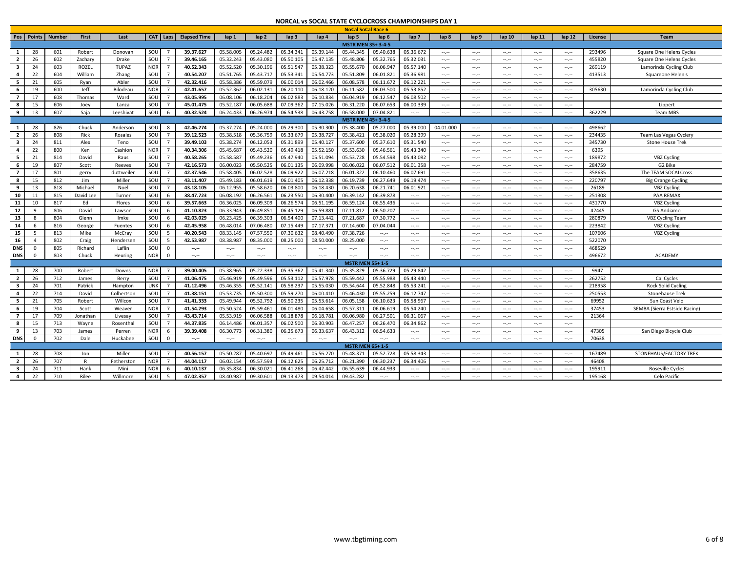# NORCAL vs SOCAL STATE CYCLOCROSS CHAMPIONSHIPS DAY 1

## NoCal SoCal Race 6

| Pos | Points | Number | First | Last | CAT | Laps | Elapsed Time | lap 1 | lap 2 | lap 3 | lap 4 | lap 5 | lap 6 | lap 7 | lap 8 | lap 9 | lap 10 | lap 11 | lap 12 | License | Team |
|---|---|---|---|---|---|---|---|---|---|---|---|---|---|---|---|---|---|---|---|---|---|
| **MSTR MEN 35+ 3-4-5** | | | | | | | | | | | | | | | | | | | | | |
| 1 | 28 | 601 | Robert | Donovan | SOU | 7 | 39.37.627 | 05.58.005 | 05.24.482 | 05.34.341 | 05.39.144 | 05.44.345 | 05.40.638 | 05.36.672 | --.-- | --.-- | --.-- | --.-- | --.-- | 293496 | Square One Helens Cycles |
| 2 | 26 | 602 | Zachary | Drake | SOU | 7 | 39.46.165 | 05.32.243 | 05.43.080 | 05.50.105 | 05.47.135 | 05.48.806 | 05.32.765 | 05.32.031 | --.-- | --.-- | --.-- | --.-- | --.-- | 455820 | Square One Helens Cycles |
| 3 | 24 | 603 | ROZEL | TUPAZ | NOR | 7 | 40.52.343 | 05.52.520 | 05.30.196 | 05.51.547 | 05.38.323 | 05.55.670 | 06.06.947 | 05.57.140 | --.-- | --.-- | --.-- | --.-- | --.-- | 269119 | Lamorinda Cycling Club |
| 4 | 22 | 604 | William | Zhang | SOU | 7 | 40.54.207 | 05.51.765 | 05.43.717 | 05.53.341 | 05.54.773 | 05.51.809 | 06.01.821 | 05.36.981 | --.-- | --.-- | --.-- | --.-- | --.-- | 413513 | Squareone Helen s |
| 5 | 21 | 605 | Ryan | Abler | SOU | 7 | 42.32.416 | 05.58.386 | 05.59.079 | 06.00.014 | 06.02.466 | 06.08.578 | 06.11.672 | 06.12.221 | --.-- | --.-- | --.-- | --.-- | --.-- | | |
| 6 | 19 | 600 | Jeff | Bilodeau | NOR | 7 | 42.41.657 | 05.52.362 | 06.02.131 | 06.20.110 | 06.18.120 | 06.11.582 | 06.03.500 | 05.53.852 | --.-- | --.-- | --.-- | --.-- | --.-- | 305630 | Lamorinda Cycling Club |
| 7 | 17 | 608 | Thomas | Ward | SOU | 7 | 43.05.995 | 06.08.106 | 06.18.204 | 06.02.883 | 06.10.834 | 06.04.919 | 06.12.547 | 06.08.502 | --.-- | --.-- | --.-- | --.-- | --.-- | | |
| 8 | 15 | 606 | Joey | Lanza | SOU | 7 | 45.01.475 | 05.52.187 | 06.05.688 | 07.09.362 | 07.15.026 | 06.31.220 | 06.07.653 | 06.00.339 | --.-- | --.-- | --.-- | --.-- | --.-- | | Lippert |
| 9 | 13 | 607 | Saja | Leeshivat | SOU | 6 | 40.32.524 | 06.24.433 | 06.26.974 | 06.54.538 | 06.43.758 | 06.58.000 | 07.04.821 | --.-- | --.-- | --.-- | --.-- | --.-- | --.-- | 362229 | Team MBS |
| **MSTR MEN 45+ 3-4-5** | | | | | | | | | | | | | | | | | | | | | |
| 1 | 28 | 826 | Chuck | Anderson | SOU | 8 | 42.46.274 | 05.37.274 | 05.24.000 | 05.29.300 | 05.30.300 | 05.38.400 | 05.27.000 | 05.39.000 | 04.01.000 | --.-- | --.-- | --.-- | --.-- | 498662 | |
| 2 | 26 | 808 | Rick | Rosales | SOU | 7 | 39.12.523 | 05.38.518 | 05.36.759 | 05.33.679 | 05.38.727 | 05.38.421 | 05.38.020 | 05.28.399 | --.-- | --.-- | --.-- | --.-- | --.-- | 234435 | Team Las Vegas Cyclery |
| 3 | 24 | 811 | Alex | Teno | SOU | 7 | 39.49.103 | 05.38.274 | 06.12.053 | 05.31.899 | 05.40.127 | 05.37.600 | 05.37.610 | 05.31.540 | --.-- | --.-- | --.-- | --.-- | --.-- | 345730 | Stone House Trek |
| 4 | 22 | 800 | Ken | Cashion | NOR | 7 | 40.34.306 | 05.45.687 | 05.43.520 | 05.49.418 | 05.52.150 | 05.53.630 | 05.46.561 | 05.43.340 | --.-- | --.-- | --.-- | --.-- | --.-- | 6395 | |
| 5 | 21 | 814 | David | Raus | SOU | 7 | 40.58.265 | 05.58.587 | 05.49.236 | 05.47.940 | 05.51.094 | 05.53.728 | 05.54.598 | 05.43.082 | --.-- | --.-- | --.-- | --.-- | --.-- | 189872 | VBZ Cycling |
| 6 | 19 | 807 | Scott | Reeves | SOU | 7 | 42.16.573 | 06.00.023 | 05.50.525 | 06.01.135 | 06.09.998 | 06.06.022 | 06.07.512 | 06.01.358 | --.-- | --.-- | --.-- | --.-- | --.-- | 284759 | G2 Bike |
| 7 | 17 | 801 | gerry | duttweiler | SOU | 7 | 42.37.546 | 05.58.405 | 06.02.528 | 06.09.922 | 06.07.218 | 06.01.322 | 06.10.460 | 06.07.691 | --.-- | --.-- | --.-- | --.-- | --.-- | 358635 | The TEAM SOCALCross |
| 8 | 15 | 812 | Jim | Miller | SOU | 7 | 43.11.407 | 05.49.183 | 06.01.619 | 06.01.405 | 06.12.338 | 06.19.739 | 06.27.649 | 06.19.474 | --.-- | --.-- | --.-- | --.-- | --.-- | 220797 | Big Orange Cycling |
| 9 | 13 | 818 | Michael | Noel | SOU | 7 | 43.18.105 | 06.12.955 | 05.58.620 | 06.03.800 | 06.18.430 | 06.20.638 | 06.21.741 | 06.01.921 | --.-- | --.-- | --.-- | --.-- | --.-- | 26189 | VBZ Cycling |
| 10 | 11 | 815 | David Lee | Turner | SOU | 6 | 38.47.723 | 06.08.192 | 06.26.561 | 06.23.550 | 06.30.400 | 06.39.142 | 06.39.878 | --.-- | --.-- | --.-- | --.-- | --.-- | --.-- | 251308 | PAA REMAX |
| 11 | 10 | 817 | Ed | Flores | SOU | 6 | 39.57.663 | 06.36.025 | 06.09.309 | 06.26.574 | 06.51.195 | 06.59.124 | 06.55.436 | --.-- | --.-- | --.-- | --.-- | --.-- | --.-- | 431770 | VBZ Cycling |
| 12 | 9 | 806 | David | Lawson | SOU | 6 | 41.10.823 | 06.33.943 | 06.49.851 | 06.45.129 | 06.59.881 | 07.11.812 | 06.50.207 | --.-- | --.-- | --.-- | --.-- | --.-- | --.-- | 42445 | GS Andiamo |
| 13 | 8 | 804 | Glenn | Imke | SOU | 6 | 42.03.029 | 06.23.425 | 06.39.303 | 06.54.400 | 07.13.442 | 07.21.687 | 07.30.772 | --.-- | --.-- | --.-- | --.-- | --.-- | --.-- | 280879 | VBZ Cycling Team |
| 14 | 6 | 816 | George | Fuentes | SOU | 6 | 42.45.958 | 06.48.014 | 07.06.480 | 07.15.449 | 07.17.371 | 07.14.600 | 07.04.044 | --.-- | --.-- | --.-- | --.-- | --.-- | --.-- | 223842 | VBZ Cycling |
| 15 | 5 | 813 | Mike | McCray | SOU | 5 | 40.20.543 | 08.33.145 | 07.57.550 | 07.30.632 | 08.40.490 | 07.38.726 | --.-- | --.-- | --.-- | --.-- | --.-- | --.-- | --.-- | 107606 | VBZ Cycling |
| 16 | 4 | 802 | Craig | Hendersen | SOU | 5 | 42.53.987 | 08.38.987 | 08.35.000 | 08.25.000 | 08.50.000 | 08.25.000 | --.-- | --.-- | --.-- | --.-- | --.-- | --.-- | --.-- | 522070 | |
| DNS | 0 | 805 | Richard | Laflin | SOU | 0 | --.-- | --.-- | --.-- | --.-- | --.-- | --.-- | --.-- | --.-- | --.-- | --.-- | --.-- | --.-- | --.-- | 468529 | |
| DNS | 0 | 803 | Chuck | Heuring | NOR | 0 | --.-- | --.-- | --.-- | --.-- | --.-- | --.-- | --.-- | --.-- | --.-- | --.-- | --.-- | --.-- | --.-- | 496672 | ACADEMY |
| **MSTR MEN 55+ 1-5** | | | | | | | | | | | | | | | | | | | | | |
| 1 | 28 | 700 | Robert | Downs | NOR | 7 | 39.00.405 | 05.38.965 | 05.22.338 | 05.35.362 | 05.41.340 | 05.35.829 | 05.36.729 | 05.29.842 | --.-- | --.-- | --.-- | --.-- | --.-- | 9947 | |
| 2 | 26 | 712 | James | Berry | SOU | 7 | 41.06.475 | 05.46.919 | 05.49.596 | 05.53.112 | 05.57.978 | 05.59.442 | 05.55.988 | 05.43.440 | --.-- | --.-- | --.-- | --.-- | --.-- | 262752 | Cal Cycles |
| 3 | 24 | 701 | Patrick | Hampton | UNK | 7 | 41.12.496 | 05.46.355 | 05.52.141 | 05.58.237 | 05.55.030 | 05.54.644 | 05.52.848 | 05.53.241 | --.-- | --.-- | --.-- | --.-- | --.-- | 218958 | Rock Solid Cycling |
| 4 | 22 | 714 | David | Colbertson | SOU | 7 | 41.38.151 | 05.53.735 | 05.50.300 | 05.59.270 | 06.00.410 | 05.46.430 | 05.55.259 | 06.12.747 | --.-- | --.-- | --.-- | --.-- | --.-- | 250553 | Stonehause Trek |
| 5 | 21 | 705 | Robert | Willcox | SOU | 7 | 41.41.333 | 05.49.944 | 05.52.792 | 05.50.235 | 05.53.614 | 06.05.158 | 06.10.623 | 05.58.967 | --.-- | --.-- | --.-- | --.-- | --.-- | 69952 | Sun Coast Velo |
| 6 | 19 | 704 | Scott | Weaver | NOR | 7 | 41.54.293 | 05.50.524 | 05.59.461 | 06.01.480 | 06.04.658 | 05.57.311 | 06.06.619 | 05.54.240 | --.-- | --.-- | --.-- | --.-- | --.-- | 37453 | SEMBA (Sierra Estside Racing) |
| 7 | 17 | 709 | Jonathan | Livesay | SOU | 7 | 43.43.714 | 05.53.919 | 06.06.588 | 06.18.878 | 06.18.781 | 06.06.980 | 06.27.501 | 06.31.067 | --.-- | --.-- | --.-- | --.-- | --.-- | 21364 | |
| 8 | 15 | 713 | Wayne | Rosenthal | SOU | 7 | 44.37.835 | 06.14.486 | 06.01.357 | 06.02.500 | 06.30.903 | 06.47.257 | 06.26.470 | 06.34.862 | --.-- | --.-- | --.-- | --.-- | --.-- | | |
| 9 | 13 | 703 | James | Perren | NOR | 6 | 39.39.408 | 06.30.773 | 06.31.380 | 06.25.673 | 06.33.637 | 06.43.312 | 06.54.633 | --.-- | --.-- | --.-- | --.-- | --.-- | --.-- | 47305 | San Diego Bicycle Club |
| DNS | 0 | 702 | Dale | Huckabee | SOU | 0 | --.-- | --.-- | --.-- | --.-- | --.-- | --.-- | --.-- | --.-- | --.-- | --.-- | --.-- | --.-- | --.-- | 70638 | |
| **MSTR MEN 65+ 1-5** | | | | | | | | | | | | | | | | | | | | | |
| 1 | 28 | 708 | Jon | Miller | SOU | 7 | 40.56.157 | 05.50.287 | 05.40.697 | 05.49.461 | 05.56.270 | 05.48.371 | 05.52.728 | 05.58.343 | --.-- | --.-- | --.-- | --.-- | --.-- | 167489 | STONEHAUS/FACTORY TREK |
| 2 | 26 | 707 | R | Fetherston | NOR | 7 | 44.04.117 | 06.02.154 | 05.57.593 | 06.12.625 | 06.25.712 | 06.21.390 | 06.30.237 | 06.34.406 | --.-- | --.-- | --.-- | --.-- | --.-- | 46408 | |
| 3 | 24 | 711 | Hank | Mini | NOR | 6 | 40.10.137 | 06.35.834 | 06.30.021 | 06.41.268 | 06.42.442 | 06.55.639 | 06.44.933 | --.-- | --.-- | --.-- | --.-- | --.-- | --.-- | 195911 | Roseville Cycles |
| 4 | 22 | 710 | Rilee | Willmore | SOU | 5 | 47.02.357 | 08.40.987 | 09.30.601 | 09.13.473 | 09.54.014 | 09.43.282 | --.-- | --.-- | --.-- | --.-- | --.-- | --.-- | --.-- | 195168 | Celo Pacific |

www.tbgtiming.com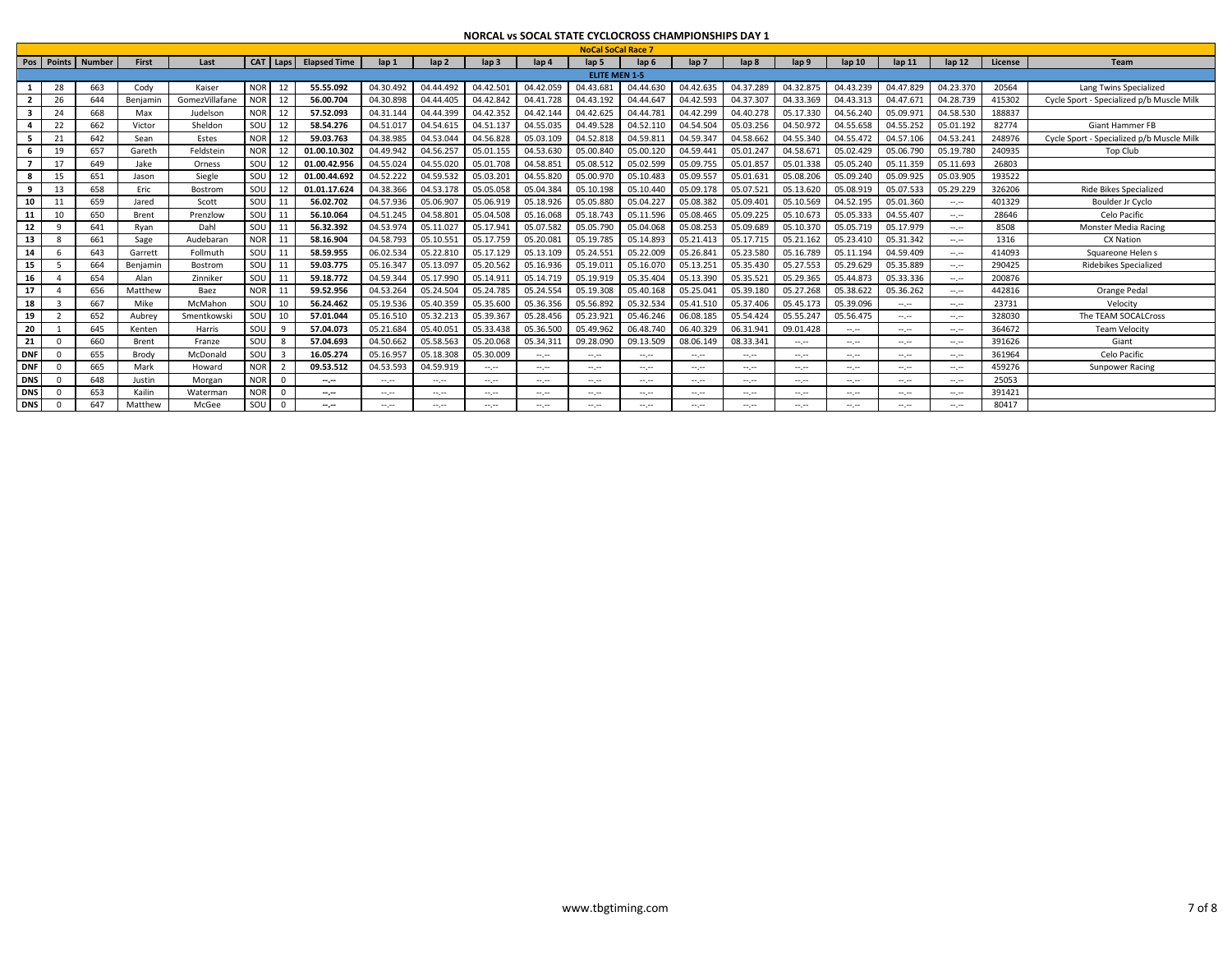# NORCAL vs SOCAL STATE CYCLOCROSS CHAMPIONSHIPS DAY 1

## NoCal SoCal Race 7

### ELITE MEN 1-5

| Pos | Points | Number | First | Last | CAT | Laps | Elapsed Time | lap 1 | lap 2 | lap 3 | lap 4 | lap 5 | lap 6 | lap 7 | lap 8 | lap 9 | lap 10 | lap 11 | lap 12 | License | Team |
|---|---|---|---|---|---|---|---|---|---|---|---|---|---|---|---|---|---|---|---|---|---|
| 1 | 28 | 663 | Cody | Kaiser | NOR | 12 | **55.55.092** | 04.30.492 | 04.44.492 | 04.42.501 | 04.42.059 | 04.43.681 | 04.44.630 | 04.42.635 | 04.37.289 | 04.32.875 | 04.43.239 | 04.47.829 | 04.23.370 | 20564 | Lang Twins Specialized |
| 2 | 26 | 644 | Benjamin | GomezVillafane | NOR | 12 | **56.00.704** | 04.30.898 | 04.44.405 | 04.42.842 | 04.41.728 | 04.43.192 | 04.44.647 | 04.42.593 | 04.37.307 | 04.33.369 | 04.43.313 | 04.47.671 | 04.28.739 | 415302 | Cycle Sport - Specialized p/b Muscle Milk |
| 3 | 24 | 668 | Max | Judelson | NOR | 12 | **57.52.093** | 04.31.144 | 04.44.399 | 04.42.352 | 04.42.144 | 04.42.625 | 04.44.781 | 04.42.299 | 04.40.278 | 05.17.330 | 04.56.240 | 05.09.971 | 04.58.530 | 188837 | |
| 4 | 22 | 662 | Victor | Sheldon | SOU | 12 | **58.54.276** | 04.51.017 | 04.54.615 | 04.51.137 | 04.55.035 | 04.49.528 | 04.52.110 | 04.54.504 | 05.03.256 | 04.50.972 | 04.55.658 | 04.55.252 | 05.01.192 | 82774 | Giant Hammer FB |
| 5 | 21 | 642 | Sean | Estes | NOR | 12 | **59.03.763** | 04.38.985 | 04.53.044 | 04.56.828 | 05.03.109 | 04.52.818 | 04.59.811 | 04.59.347 | 04.58.662 | 04.55.340 | 04.55.472 | 04.57.106 | 04.53.241 | 248976 | Cycle Sport - Specialized p/b Muscle Milk |
| 6 | 19 | 657 | Gareth | Feldstein | NOR | 12 | **01.00.10.302** | 04.49.942 | 04.56.257 | 05.01.155 | 04.53.630 | 05.00.840 | 05.00.120 | 04.59.441 | 05.01.247 | 04.58.671 | 05.02.429 | 05.06.790 | 05.19.780 | 240935 | Top Club |
| 7 | 17 | 649 | Jake | Orness | SOU | 12 | **01.00.42.956** | 04.55.024 | 04.55.020 | 05.01.708 | 04.58.851 | 05.08.512 | 05.02.599 | 05.09.755 | 05.01.857 | 05.01.338 | 05.05.240 | 05.11.359 | 05.11.693 | 26803 | |
| 8 | 15 | 651 | Jason | Siegle | SOU | 12 | **01.00.44.692** | 04.52.222 | 04.59.532 | 05.03.201 | 04.55.820 | 05.00.970 | 05.10.483 | 05.09.557 | 05.01.631 | 05.08.206 | 05.09.240 | 05.09.925 | 05.03.905 | 193522 | |
| 9 | 13 | 658 | Eric | Bostrom | SOU | 12 | **01.01.17.624** | 04.38.366 | 04.53.178 | 05.05.058 | 05.04.384 | 05.10.198 | 05.10.440 | 05.09.178 | 05.07.521 | 05.13.620 | 05.08.919 | 05.07.533 | 05.29.229 | 326206 | Ride Bikes Specialized |
| 10 | 11 | 659 | Jared | Scott | SOU | 11 | **56.02.702** | 04.57.936 | 05.06.907 | 05.06.919 | 05.18.926 | 05.05.880 | 05.04.227 | 05.08.382 | 05.09.401 | 05.10.569 | 04.52.195 | 05.01.360 | --.-- | 401329 | Boulder Jr Cyclo |
| 11 | 10 | 650 | Brent | Prenzlow | SOU | 11 | **56.10.064** | 04.51.245 | 04.58.801 | 05.04.508 | 05.16.068 | 05.18.743 | 05.11.596 | 05.08.465 | 05.09.225 | 05.10.673 | 05.05.333 | 04.55.407 | --.-- | 28646 | Celo Pacific |
| 12 | 9 | 641 | Ryan | Dahl | SOU | 11 | **56.32.392** | 04.53.974 | 05.11.027 | 05.17.941 | 05.07.582 | 05.05.790 | 05.04.068 | 05.08.253 | 05.09.689 | 05.10.370 | 05.05.719 | 05.17.979 | --.-- | 8508 | Monster Media Racing |
| 13 | 8 | 661 | Sage | Audebaran | NOR | 11 | **58.16.904** | 04.58.793 | 05.10.551 | 05.17.759 | 05.20.081 | 05.19.785 | 05.14.893 | 05.21.413 | 05.17.715 | 05.21.162 | 05.23.410 | 05.31.342 | --.-- | 1316 | CX Nation |
| 14 | 6 | 643 | Garrett | Follmuth | SOU | 11 | **58.59.955** | 06.02.534 | 05.22.810 | 05.17.129 | 05.13.109 | 05.24.551 | 05.22.009 | 05.26.841 | 05.23.580 | 05.16.789 | 05.11.194 | 04.59.409 | --.-- | 414093 | Squareone Helen s |
| 15 | 5 | 664 | Benjamin | Bostrom | SOU | 11 | **59.03.775** | 05.16.347 | 05.13.097 | 05.20.562 | 05.16.936 | 05.19.011 | 05.16.070 | 05.13.251 | 05.35.430 | 05.27.553 | 05.29.629 | 05.35.889 | --.-- | 290425 | Ridebikes Specialized |
| 16 | 4 | 654 | Alan | Zinniker | SOU | 11 | **59.18.772** | 04.59.344 | 05.17.990 | 05.14.911 | 05.14.719 | 05.19.919 | 05.35.404 | 05.13.390 | 05.35.521 | 05.29.365 | 05.44.873 | 05.33.336 | --.-- | 200876 | |
| 17 | 4 | 656 | Matthew | Baez | NOR | 11 | **59.52.956** | 04.53.264 | 05.24.504 | 05.24.785 | 05.24.554 | 05.19.308 | 05.40.168 | 05.25.041 | 05.39.180 | 05.27.268 | 05.38.622 | 05.36.262 | --.-- | 442816 | Orange Pedal |
| 18 | 3 | 667 | Mike | McMahon | SOU | 10 | **56.24.462** | 05.19.536 | 05.40.359 | 05.35.600 | 05.36.356 | 05.56.892 | 05.32.534 | 05.41.510 | 05.37.406 | 05.45.173 | 05.39.096 | --.-- | --.-- | 23731 | Velocity |
| 19 | 2 | 652 | Aubrey | Smentkowski | SOU | 10 | **57.01.044** | 05.16.510 | 05.32.213 | 05.39.367 | 05.28.456 | 05.23.921 | 05.46.246 | 06.08.185 | 05.54.424 | 05.55.247 | 05.56.475 | --.-- | --.-- | 328030 | The TEAM SOCALCross |
| 20 | 1 | 645 | Kenten | Harris | SOU | 9 | **57.04.073** | 05.21.684 | 05.40.051 | 05.33.438 | 05.36.500 | 05.49.962 | 06.48.740 | 06.40.329 | 06.31.941 | 09.01.428 | --.-- | --.-- | --.-- | 364672 | Team Velocity |
| 21 | 0 | 660 | Brent | Franze | SOU | 8 | **57.04.693** | 04.50.662 | 05.58.563 | 05.20.068 | 05.34.311 | 09.28.090 | 09.13.509 | 08.06.149 | 08.33.341 | --.-- | --.-- | --.-- | --.-- | 391626 | Giant |
| DNF | 0 | 655 | Brody | McDonald | SOU | 3 | **16.05.274** | 05.16.957 | 05.18.308 | 05.30.009 | --.-- | --.-- | --.-- | --.-- | --.-- | --.-- | --.-- | --.-- | --.-- | 361964 | Celo Pacific |
| DNF | 0 | 665 | Mark | Howard | NOR | 2 | **09.53.512** | 04.53.593 | 04.59.919 | --.-- | --.-- | --.-- | --.-- | --.-- | --.-- | --.-- | --.-- | --.-- | --.-- | 459276 | Sunpower Racing |
| DNS | 0 | 648 | Justin | Morgan | NOR | 0 | **--.--** | --.-- | --.-- | --.-- | --.-- | --.-- | --.-- | --.-- | --.-- | --.-- | --.-- | --.-- | --.-- | 25053 | |
| DNS | 0 | 653 | Kailin | Waterman | NOR | 0 | **--.--** | --.-- | --.-- | --.-- | --.-- | --.-- | --.-- | --.-- | --.-- | --.-- | --.-- | --.-- | --.-- | 391421 | |
| DNS | 0 | 647 | Matthew | McGee | SOU | 0 | **--.--** | --.-- | --.-- | --.-- | --.-- | --.-- | --.-- | --.-- | --.-- | --.-- | --.-- | --.-- | --.-- | 80417 | |

www.tbgtiming.com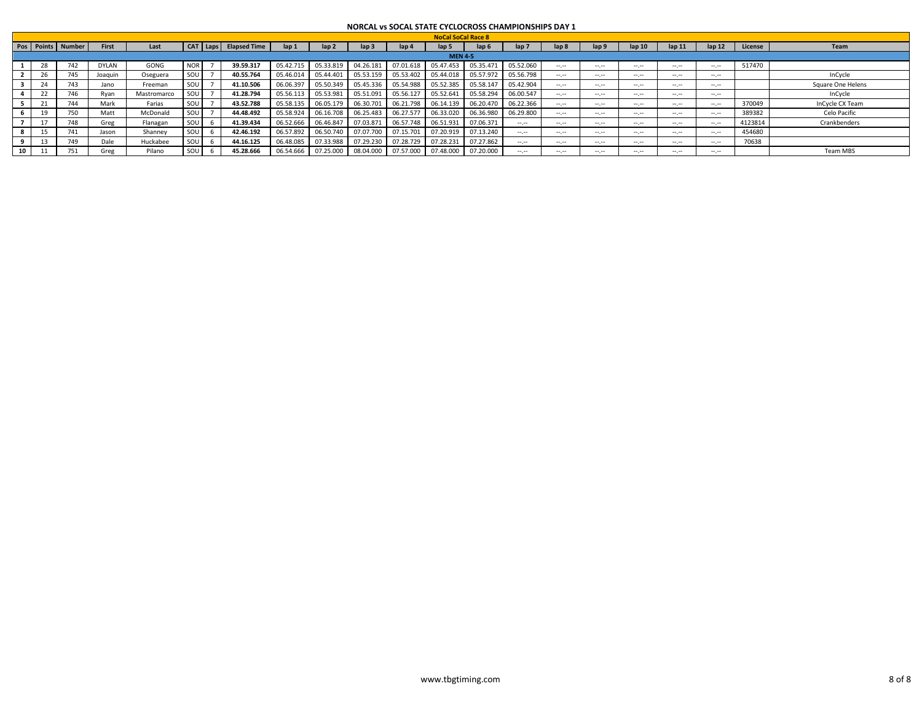# NORCAL vs SOCAL STATE CYCLOCROSS CHAMPIONSHIPS DAY 1

## NoCal SoCal Race 8

### MEN 4-5

| Pos | Points | Number | First | Last | CAT | Laps | Elapsed Time | lap 1 | lap 2 | lap 3 | lap 4 | lap 5 | lap 6 | lap 7 | lap 8 | lap 9 | lap 10 | lap 11 | lap 12 | License | Team |
|---|---|---|---|---|---|---|---|---|---|---|---|---|---|---|---|---|---|---|---|---|---|
| 1 | 28 | 742 | DYLAN | GONG | NOR | 7 | **39.59.317** | 05.42.715 | 05.33.819 | 04.26.181 | 07.01.618 | 05.47.453 | 05.35.471 | 05.52.060 | --.-- | --.-- | --.-- | --.-- | --.-- | 517470 | |
| 2 | 26 | 745 | Joaquin | Oseguera | SOU | 7 | **40.55.764** | 05.46.014 | 05.44.401 | 05.53.159 | 05.53.402 | 05.44.018 | 05.57.972 | 05.56.798 | --.-- | --.-- | --.-- | --.-- | --.-- | | InCycle |
| 3 | 24 | 743 | Jano | Freeman | SOU | 7 | **41.10.506** | 06.06.397 | 05.50.349 | 05.45.336 | 05.54.988 | 05.52.385 | 05.58.147 | 05.42.904 | --.-- | --.-- | --.-- | --.-- | --.-- | | Square One Helens |
| 4 | 22 | 746 | Ryan | Mastromarco | SOU | 7 | **41.28.794** | 05.56.113 | 05.53.981 | 05.51.091 | 05.56.127 | 05.52.641 | 05.58.294 | 06.00.547 | --.-- | --.-- | --.-- | --.-- | --.-- | | InCycle |
| 5 | 21 | 744 | Mark | Farias | SOU | 7 | **43.52.788** | 05.58.135 | 06.05.179 | 06.30.701 | 06.21.798 | 06.14.139 | 06.20.470 | 06.22.366 | --.-- | --.-- | --.-- | --.-- | --.-- | 370049 | InCycle CX Team |
| 6 | 19 | 750 | Matt | McDonald | SOU | 7 | **44.48.492** | 05.58.924 | 06.16.708 | 06.25.483 | 06.27.577 | 06.33.020 | 06.36.980 | 06.29.800 | --.-- | --.-- | --.-- | --.-- | --.-- | 389382 | Celo Pacific |
| 7 | 17 | 748 | Greg | Flanagan | SOU | 6 | **41.39.434** | 06.52.666 | 06.46.847 | 07.03.871 | 06.57.748 | 06.51.931 | 07.06.371 | --.-- | --.-- | --.-- | --.-- | --.-- | --.-- | 4123814 | Crankbenders |
| 8 | 15 | 741 | Jason | Shanney | SOU | 6 | **42.46.192** | 06.57.892 | 06.50.740 | 07.07.700 | 07.15.701 | 07.20.919 | 07.13.240 | --.-- | --.-- | --.-- | --.-- | --.-- | --.-- | 454680 | |
| 9 | 13 | 749 | Dale | Huckabee | SOU | 6 | **44.16.125** | 06.48.085 | 07.33.988 | 07.29.230 | 07.28.729 | 07.28.231 | 07.27.862 | --.-- | --.-- | --.-- | --.-- | --.-- | --.-- | 70638 | |
| 10 | 11 | 751 | Greg | Pilano | SOU | 6 | **45.28.666** | 06.54.666 | 07.25.000 | 08.04.000 | 07.57.000 | 07.48.000 | 07.20.000 | --.-- | --.-- | --.-- | --.-- | --.-- | --.-- | | Team MBS |

www.tbgtiming.com